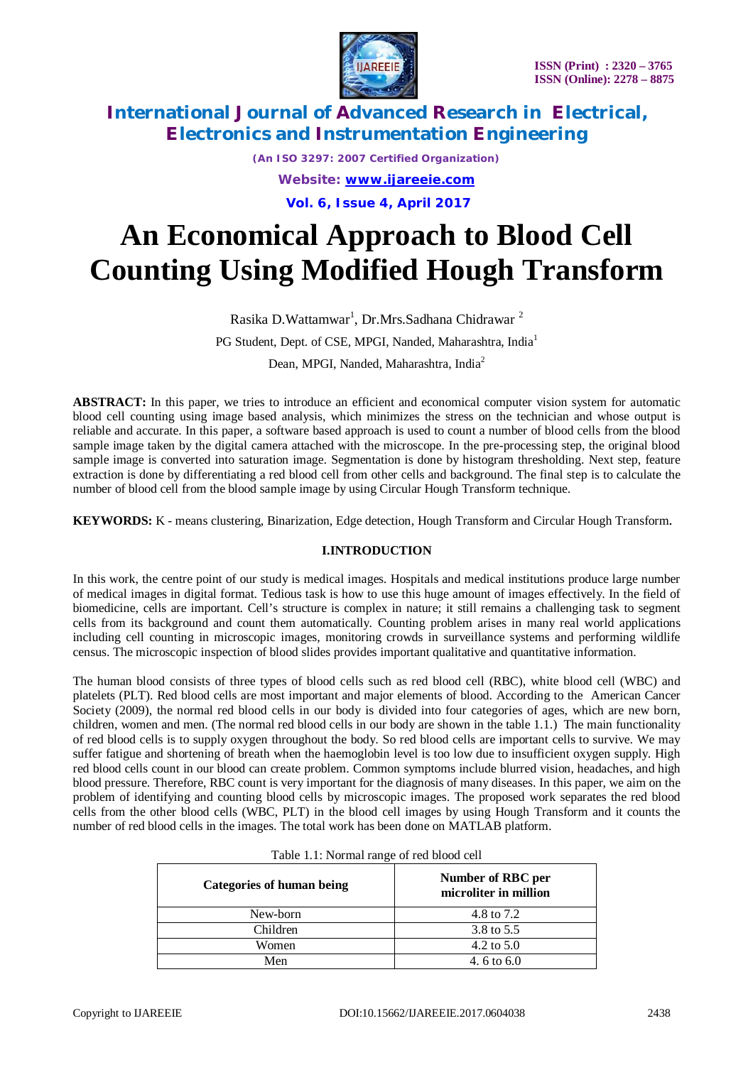# An Economical Approach to Blood Cell Counting Using Modified Hough Transform

Rasika D.Wattamwar[1], Dr.Mrs.Sadhana Chidrawar [2]

PG Student, Dept. of CSE, MPGI, Nanded, Maharashtra, India[1]

Dean, MPGI, Nanded, Maharashtra, India[2]

**ABSTRACT:** In this paper, we tries to introduce an efficient and economical computer vision system for automatic blood cell counting using image based analysis, which minimizes the stress on the technician and whose output is reliable and accurate. In this paper, a software based approach is used to count a number of blood cells from the blood sample image taken by the digital camera attached with the microscope. In the pre-processing step, the original blood sample image is converted into saturation image. Segmentation is done by histogram thresholding. Next step, feature extraction is done by differentiating a red blood cell from other cells and background. The final step is to calculate the number of blood cell from the blood sample image by using Circular Hough Transform technique.

**KEYWORDS:** K - means clustering, Binarization, Edge detection, Hough Transform and Circular Hough Transform.

## I.INTRODUCTION

In this work, the centre point of our study is medical images. Hospitals and medical institutions produce large number of medical images in digital format. Tedious task is how to use this huge amount of images effectively. In the field of biomedicine, cells are important. Cell's structure is complex in nature; it still remains a challenging task to segment cells from its background and count them automatically. Counting problem arises in many real world applications including cell counting in microscopic images, monitoring crowds in surveillance systems and performing wildlife census. The microscopic inspection of blood slides provides important qualitative and quantitative information.

The human blood consists of three types of blood cells such as red blood cell (RBC), white blood cell (WBC) and platelets (PLT). Red blood cells are most important and major elements of blood. According to the American Cancer Society (2009), the normal red blood cells in our body is divided into four categories of ages, which are new born, children, women and men. (The normal red blood cells in our body are shown in the table 1.1.) The main functionality of red blood cells is to supply oxygen throughout the body. So red blood cells are important cells to survive. We may suffer fatigue and shortening of breath when the haemoglobin level is too low due to insufficient oxygen supply. High red blood cells count in our blood can create problem. Common symptoms include blurred vision, headaches, and high blood pressure. Therefore, RBC count is very important for the diagnosis of many diseases. In this paper, we aim on the problem of identifying and counting blood cells by microscopic images. The proposed work separates the red blood cells from the other blood cells (WBC, PLT) in the blood cell images by using Hough Transform and it counts the number of red blood cells in the images. The total work has been done on MATLAB platform.

Table 1.1: Normal range of red blood cell

| Categories of human being | Number of RBC per microliter in million |
|---|---|
| New-born | 4.8 to 7.2 |
| Children | 3.8 to 5.5 |
| Women | 4.2 to 5.0 |
| Men | 4. 6 to 6.0 |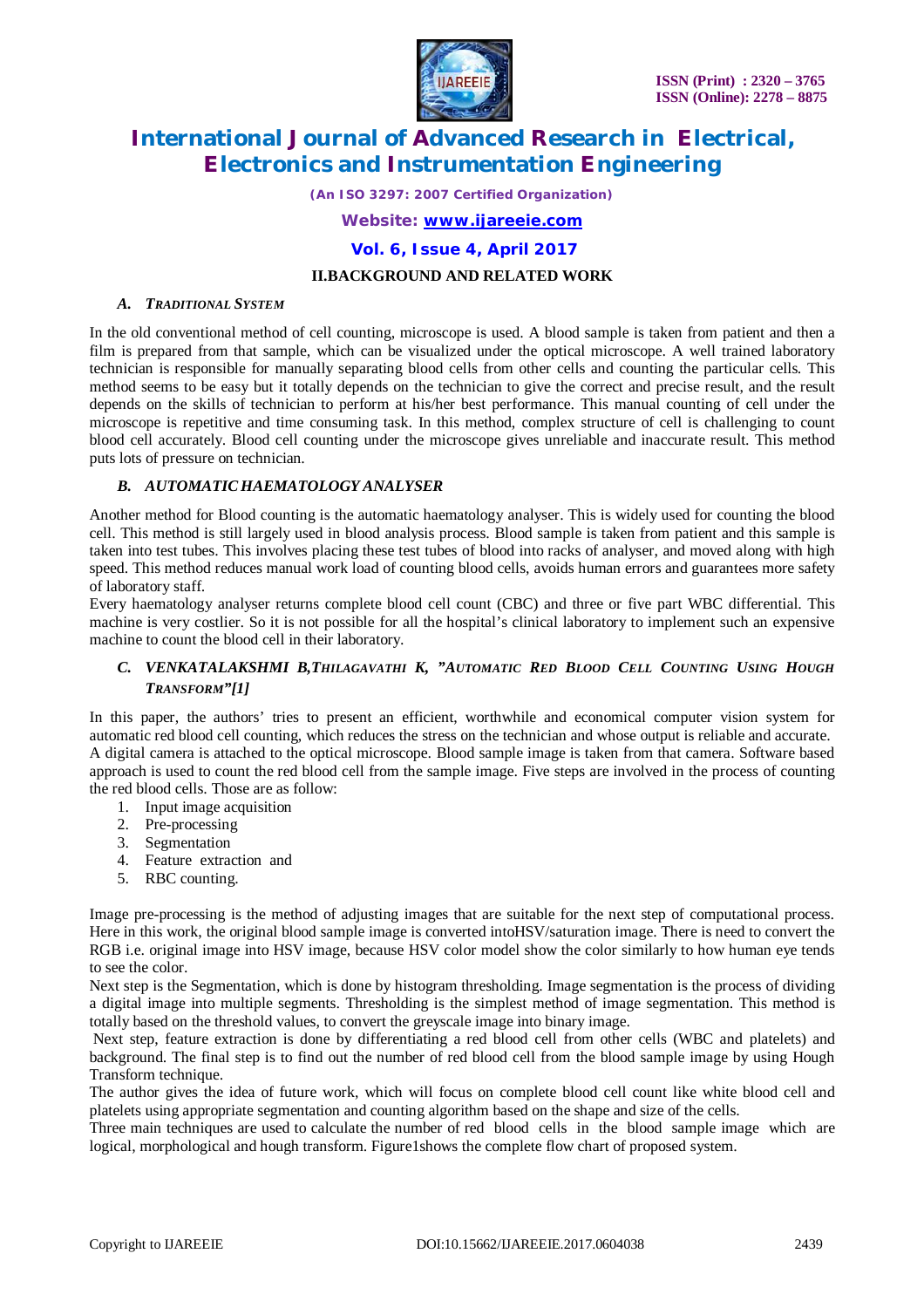## II.BACKGROUND AND RELATED WORK

### A. *TRADITIONAL SYSTEM*

In the old conventional method of cell counting, microscope is used. A blood sample is taken from patient and then a film is prepared from that sample, which can be visualized under the optical microscope. A well trained laboratory technician is responsible for manually separating blood cells from other cells and counting the particular cells. This method seems to be easy but it totally depends on the technician to give the correct and precise result, and the result depends on the skills of technician to perform at his/her best performance. This manual counting of cell under the microscope is repetitive and time consuming task. In this method, complex structure of cell is challenging to count blood cell accurately. Blood cell counting under the microscope gives unreliable and inaccurate result. This method puts lots of pressure on technician.

### B. *AUTOMATIC HAEMATOLOGY ANALYSER*

Another method for Blood counting is the automatic haematology analyser. This is widely used for counting the blood cell. This method is still largely used in blood analysis process. Blood sample is taken from patient and this sample is taken into test tubes. This involves placing these test tubes of blood into racks of analyser, and moved along with high speed. This method reduces manual work load of counting blood cells, avoids human errors and guarantees more safety of laboratory staff.

Every haematology analyser returns complete blood cell count (CBC) and three or five part WBC differential. This machine is very costlier. So it is not possible for all the hospital's clinical laboratory to implement such an expensive machine to count the blood cell in their laboratory.

### C. *VENKATALAKSHMI B,THILAGAVATHI K, "AUTOMATIC RED BLOOD CELL COUNTING USING HOUGH TRANSFORM"[1]*

In this paper, the authors' tries to present an efficient, worthwhile and economical computer vision system for automatic red blood cell counting, which reduces the stress on the technician and whose output is reliable and accurate.

A digital camera is attached to the optical microscope. Blood sample image is taken from that camera. Software based approach is used to count the red blood cell from the sample image. Five steps are involved in the process of counting the red blood cells. Those are as follow:

1. Input image acquisition
2. Pre-processing
3. Segmentation
4. Feature extraction and
5. RBC counting.

Image pre-processing is the method of adjusting images that are suitable for the next step of computational process. Here in this work, the original blood sample image is converted intoHSV/saturation image. There is need to convert the RGB i.e. original image into HSV image, because HSV color model show the color similarly to how human eye tends to see the color.

Next step is the Segmentation, which is done by histogram thresholding. Image segmentation is the process of dividing a digital image into multiple segments. Thresholding is the simplest method of image segmentation. This method is totally based on the threshold values, to convert the greyscale image into binary image.

Next step, feature extraction is done by differentiating a red blood cell from other cells (WBC and platelets) and background. The final step is to find out the number of red blood cell from the blood sample image by using Hough Transform technique.

The author gives the idea of future work, which will focus on complete blood cell count like white blood cell and platelets using appropriate segmentation and counting algorithm based on the shape and size of the cells.

Three main techniques are used to calculate the number of red blood cells in the blood sample image which are logical, morphological and hough transform. Figure1shows the complete flow chart of proposed system.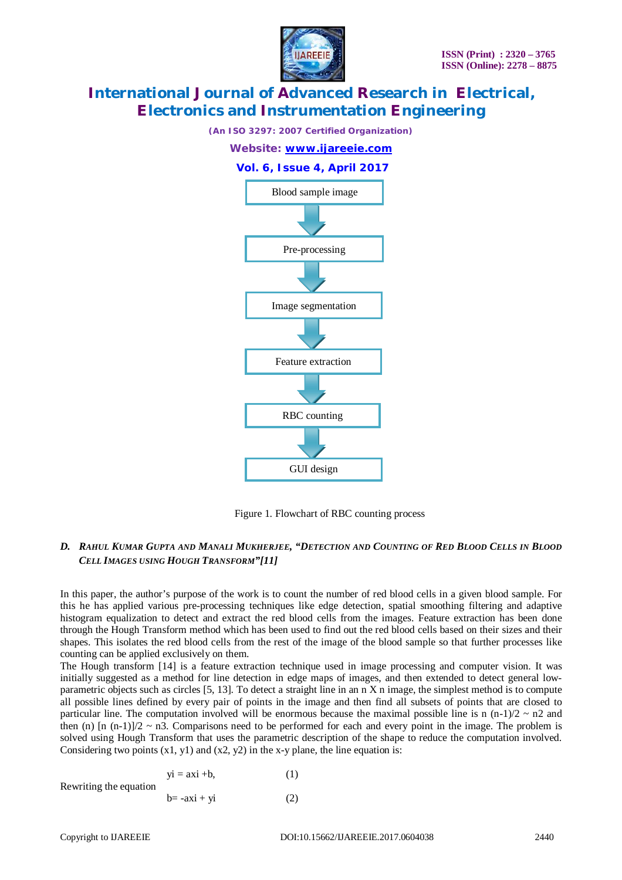Blood sample image

↓

Pre-processing

↓

Image segmentation

↓

Feature extraction

↓

RBC counting

↓

GUI design

Figure 1. Flowchart of RBC counting process

### *D. Rahul Kumar Gupta and Manali Mukherjee, "Detection and Counting of Red Blood Cells in Blood Cell Images using Hough Transform"[11]*

In this paper, the author's purpose of the work is to count the number of red blood cells in a given blood sample. For this he has applied various pre-processing techniques like edge detection, spatial smoothing filtering and adaptive histogram equalization to detect and extract the red blood cells from the images. Feature extraction has been done through the Hough Transform method which has been used to find out the red blood cells based on their sizes and their shapes. This isolates the red blood cells from the rest of the image of the blood sample so that further processes like counting can be applied exclusively on them.

The Hough transform [14] is a feature extraction technique used in image processing and computer vision. It was initially suggested as a method for line detection in edge maps of images, and then extended to detect general low-parametric objects such as circles [5, 13]. To detect a straight line in an n X n image, the simplest method is to compute all possible lines defined by every pair of points in the image and then find all subsets of points that are closed to particular line. The computation involved will be enormous because the maximal possible line is $n (n-1)/2 \sim n^2$ and then (n) $[n (n-1)]/2 \sim n^3$. Comparisons need to be performed for each and every point in the image. The problem is solved using Hough Transform that uses the parametric description of the shape to reduce the computation involved. Considering two points ($x_1$, $y_1$) and ($x_2$, $y_2$) in the x-y plane, the line equation is:

$$y_i = ax_i + b, \quad (1)$$

Rewriting the equation

$$b = -ax_i + y_i \quad (2)$$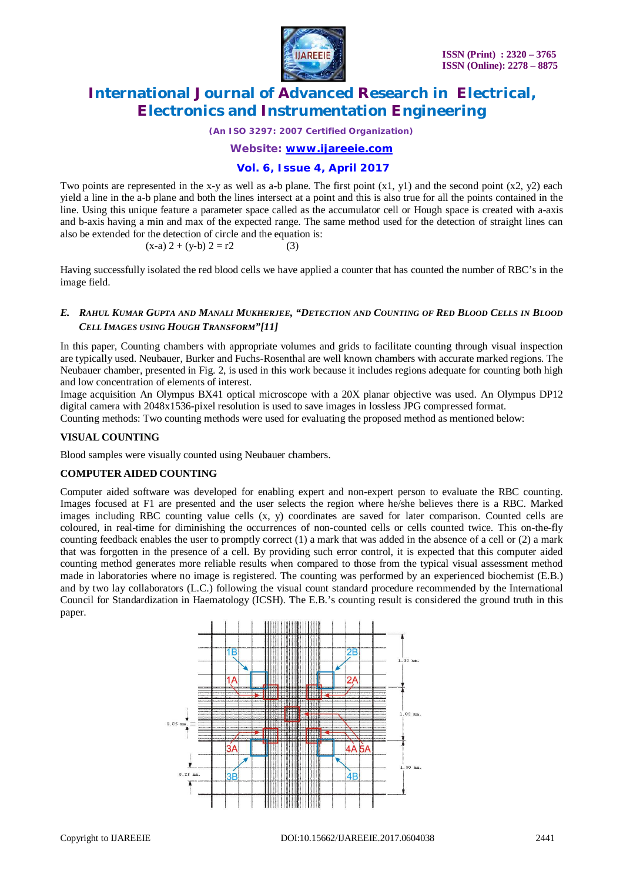Two points are represented in the x-y as well as a-b plane. The first point (x1, y1) and the second point (x2, y2) each yield a line in the a-b plane and both the lines intersect at a point and this is also true for all the points contained in the line. Using this unique feature a parameter space called as the accumulator cell or Hough space is created with a-axis and b-axis having a min and max of the expected range. The same method used for the detection of straight lines can also be extended for the detection of circle and the equation is:

$$(x-a)^2 + (y-b)^2 = r^2 \qquad (3)$$

Having successfully isolated the red blood cells we have applied a counter that has counted the number of RBC's in the image field.

### *E. Rahul Kumar Gupta and Manali Mukherjee, "Detection and Counting of Red Blood Cells in Blood Cell Images using Hough Transform"[11]*

In this paper, Counting chambers with appropriate volumes and grids to facilitate counting through visual inspection are typically used. Neubauer, Burker and Fuchs-Rosenthal are well known chambers with accurate marked regions. The Neubauer chamber, presented in Fig. 2, is used in this work because it includes regions adequate for counting both high and low concentration of elements of interest.

Image acquisition An Olympus BX41 optical microscope with a 20X planar objective was used. An Olympus DP12 digital camera with 2048x1536-pixel resolution is used to save images in lossless JPG compressed format.

Counting methods: Two counting methods were used for evaluating the proposed method as mentioned below:

**VISUAL COUNTING**

Blood samples were visually counted using Neubauer chambers.

**COMPUTER AIDED COUNTING**

Computer aided software was developed for enabling expert and non-expert person to evaluate the RBC counting. Images focused at F1 are presented and the user selects the region where he/she believes there is a RBC. Marked images including RBC counting value cells (x, y) coordinates are saved for later comparison. Counted cells are coloured, in real-time for diminishing the occurrences of non-counted cells or cells counted twice. This on-the-fly counting feedback enables the user to promptly correct (1) a mark that was added in the absence of a cell or (2) a mark that was forgotten in the presence of a cell. By providing such error control, it is expected that this computer aided counting method generates more reliable results when compared to those from the typical visual assessment method made in laboratories where no image is registered. The counting was performed by an experienced biochemist (E.B.) and by two lay collaborators (L.C.) following the visual count standard procedure recommended by the International Council for Standardization in Haematology (ICSH). The E.B.'s counting result is considered the ground truth in this paper.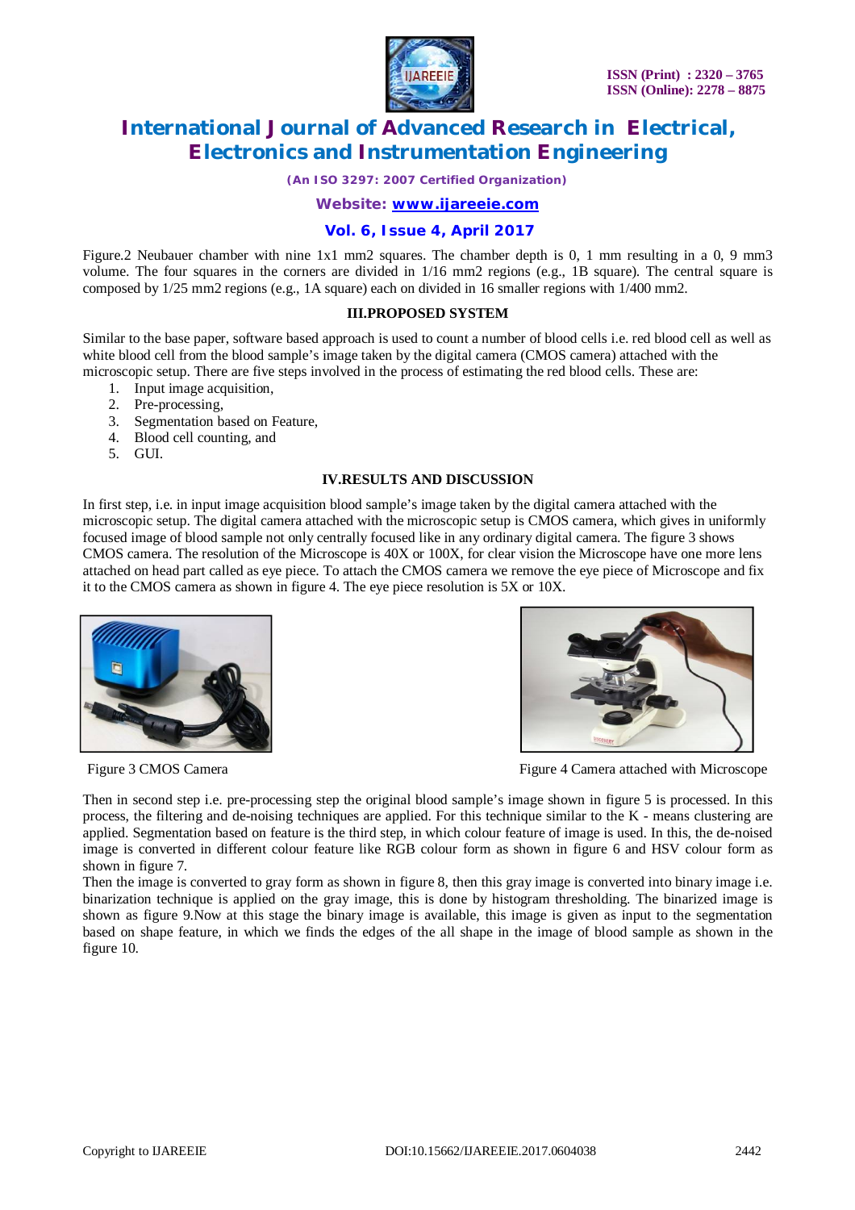Figure.2 Neubauer chamber with nine 1x1 mm2 squares. The chamber depth is 0, 1 mm resulting in a 0, 9 mm3 volume. The four squares in the corners are divided in 1/16 mm2 regions (e.g., 1B square). The central square is composed by 1/25 mm2 regions (e.g., 1A square) each on divided in 16 smaller regions with 1/400 mm2.

## III.PROPOSED SYSTEM

Similar to the base paper, software based approach is used to count a number of blood cells i.e. red blood cell as well as white blood cell from the blood sample's image taken by the digital camera (CMOS camera) attached with the microscopic setup. There are five steps involved in the process of estimating the red blood cells. These are:

1. Input image acquisition,
2. Pre-processing,
3. Segmentation based on Feature,
4. Blood cell counting, and
5. GUI.

## IV.RESULTS AND DISCUSSION

In first step, i.e. in input image acquisition blood sample's image taken by the digital camera attached with the microscopic setup. The digital camera attached with the microscopic setup is CMOS camera, which gives in uniformly focused image of blood sample not only centrally focused like in any ordinary digital camera. The figure 3 shows CMOS camera. The resolution of the Microscope is 40X or 100X, for clear vision the Microscope have one more lens attached on head part called as eye piece. To attach the CMOS camera we remove the eye piece of Microscope and fix it to the CMOS camera as shown in figure 4. The eye piece resolution is 5X or 10X.

Figure 3 CMOS Camera

Figure 4 Camera attached with Microscope

Then in second step i.e. pre-processing step the original blood sample's image shown in figure 5 is processed. In this process, the filtering and de-noising techniques are applied. For this technique similar to the K - means clustering are applied. Segmentation based on feature is the third step, in which colour feature of image is used. In this, the de-noised image is converted in different colour feature like RGB colour form as shown in figure 6 and HSV colour form as shown in figure 7.

Then the image is converted to gray form as shown in figure 8, then this gray image is converted into binary image i.e. binarization technique is applied on the gray image, this is done by histogram thresholding. The binarized image is shown as figure 9.Now at this stage the binary image is available, this image is given as input to the segmentation based on shape feature, in which we finds the edges of the all shape in the image of blood sample as shown in the figure 10.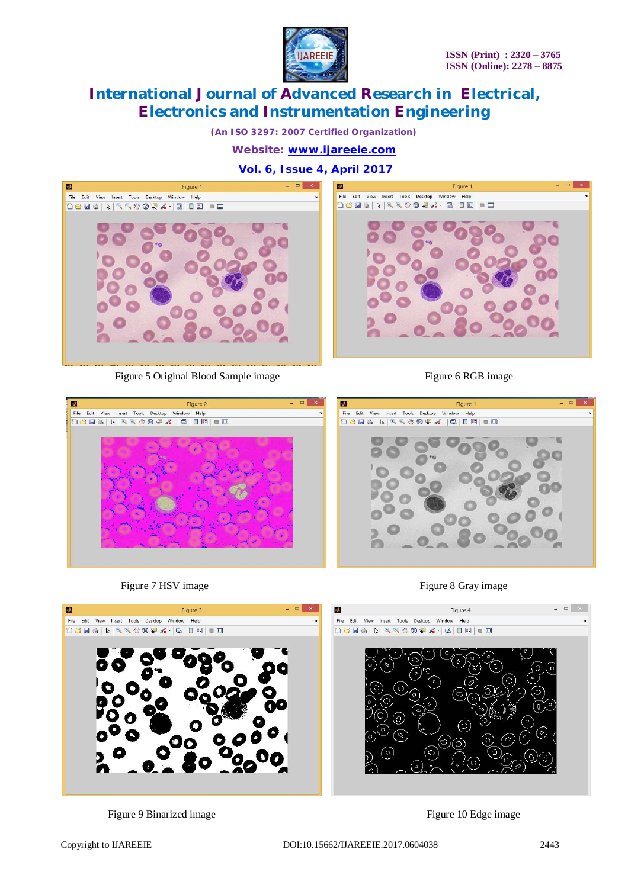Figure 5 Original Blood Sample image

Figure 6 RGB image

Figure 7 HSV image

Figure 8 Gray image

Figure 9 Binarized image

Figure 10 Edge image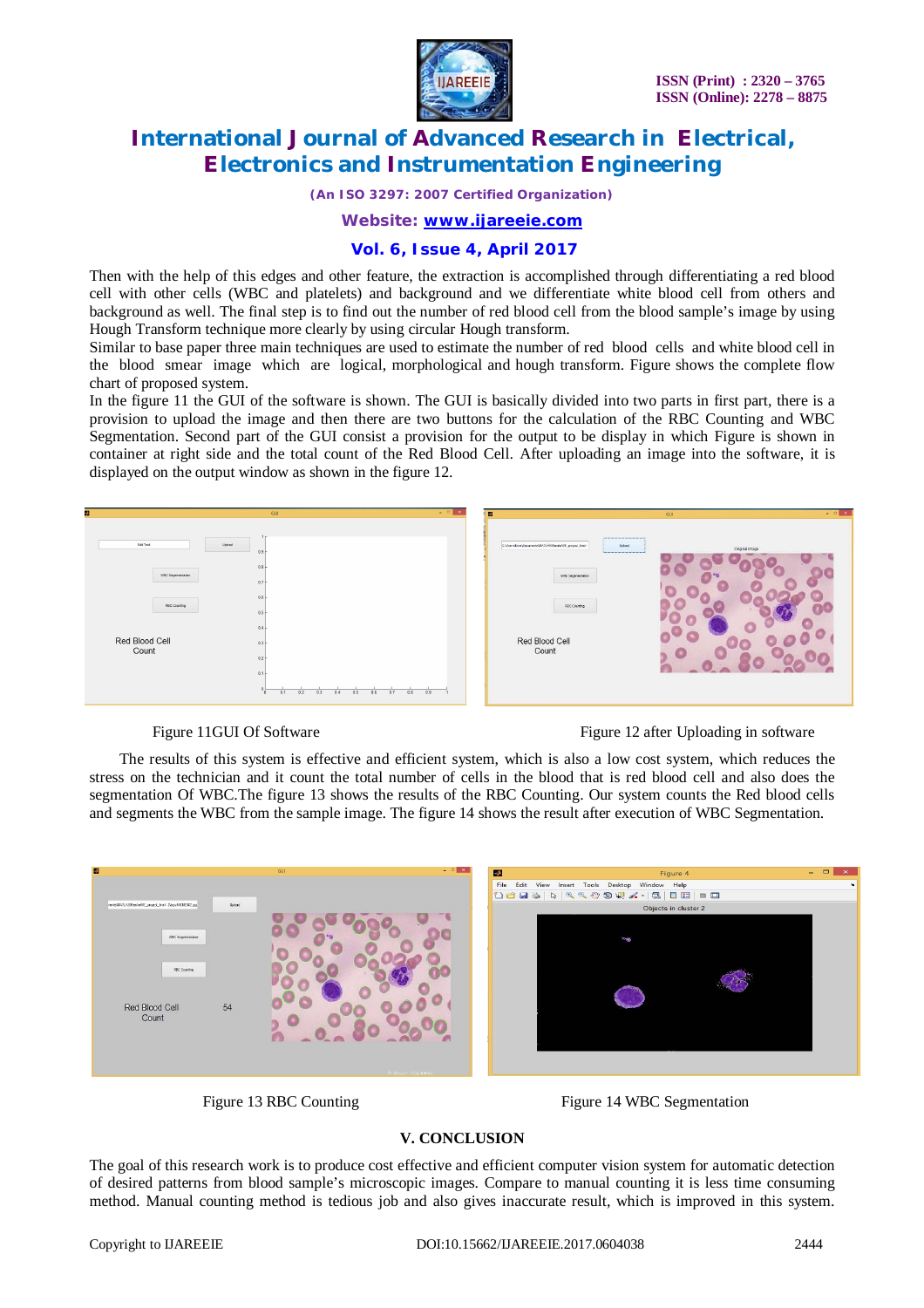Then with the help of this edges and other feature, the extraction is accomplished through differentiating a red blood cell with other cells (WBC and platelets) and background and we differentiate white blood cell from others and background as well. The final step is to find out the number of red blood cell from the blood sample's image by using Hough Transform technique more clearly by using circular Hough transform.

Similar to base paper three main techniques are used to estimate the number of red blood cells and white blood cell in the blood smear image which are logical, morphological and hough transform. Figure shows the complete flow chart of proposed system.

In the figure 11 the GUI of the software is shown. The GUI is basically divided into two parts in first part, there is a provision to upload the image and then there are two buttons for the calculation of the RBC Counting and WBC Segmentation. Second part of the GUI consist a provision for the output to be display in which Figure is shown in container at right side and the total count of the Red Blood Cell. After uploading an image into the software, it is displayed on the output window as shown in the figure 12.

Figure 11GUI Of Software

Figure 12 after Uploading in software

The results of this system is effective and efficient system, which is also a low cost system, which reduces the stress on the technician and it count the total number of cells in the blood that is red blood cell and also does the segmentation Of WBC.The figure 13 shows the results of the RBC Counting. Our system counts the Red blood cells and segments the WBC from the sample image. The figure 14 shows the result after execution of WBC Segmentation.

Figure 13 RBC Counting

Figure 14 WBC Segmentation

## V. CONCLUSION

The goal of this research work is to produce cost effective and efficient computer vision system for automatic detection of desired patterns from blood sample's microscopic images. Compare to manual counting it is less time consuming method. Manual counting method is tedious job and also gives inaccurate result, which is improved in this system.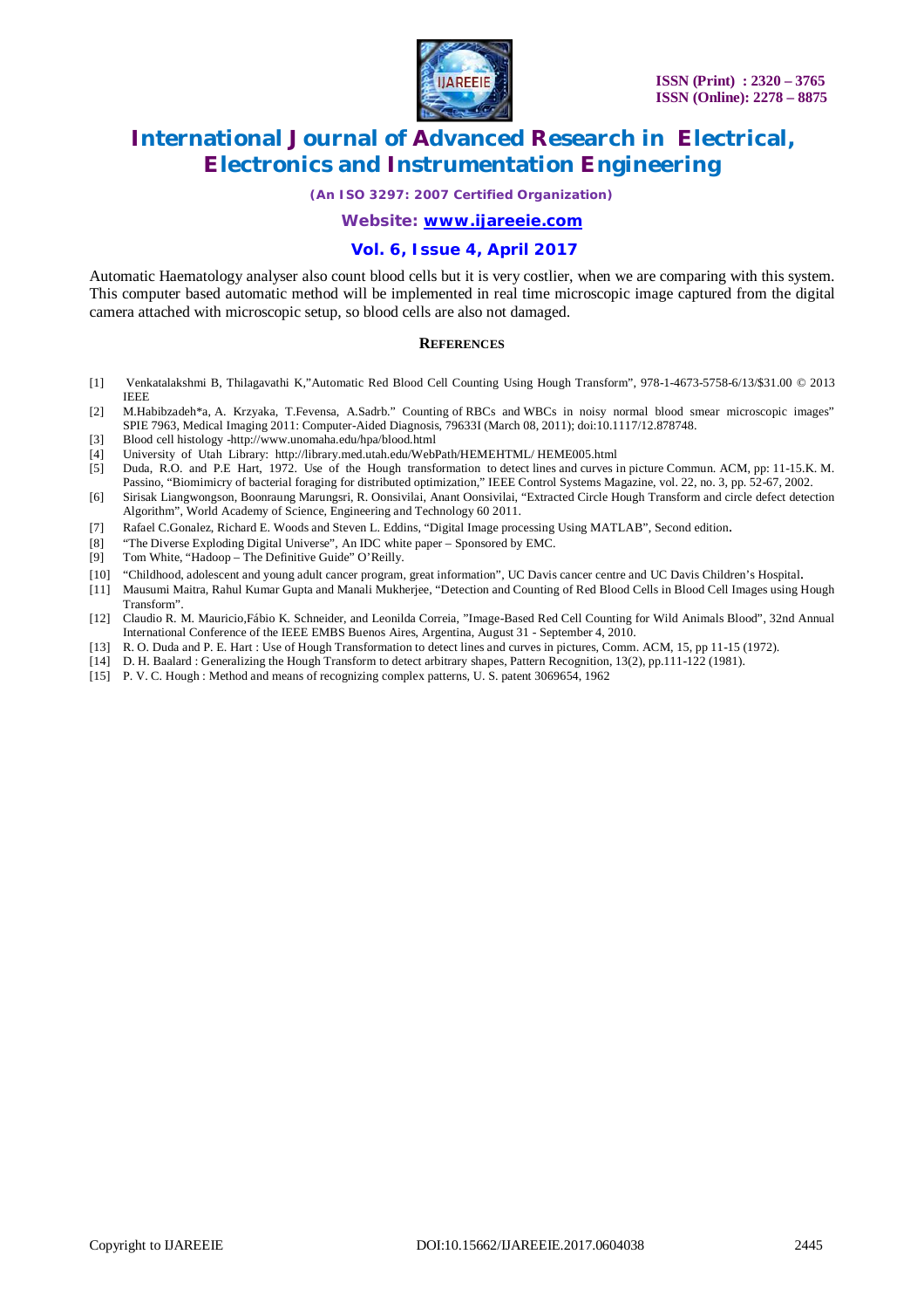Automatic Haematology analyser also count blood cells but it is very costlier, when we are comparing with this system. This computer based automatic method will be implemented in real time microscopic image captured from the digital camera attached with microscopic setup, so blood cells are also not damaged.

## REFERENCES

[1] Venkatalakshmi B, Thilagavathi K,"Automatic Red Blood Cell Counting Using Hough Transform", 978-1-4673-5758-6/13/$31.00 © 2013 IEEE

[2] M.Habibzadeh*a, A. Krzyaka, T.Fevensa, A.Sadrb." Counting of RBCs and WBCs in noisy normal blood smear microscopic images" SPIE 7963, Medical Imaging 2011: Computer-Aided Diagnosis, 79633I (March 08, 2011); doi:10.1117/12.878748.

[3] Blood cell histology -http://www.unomaha.edu/hpa/blood.html

[4] University of Utah Library: http://library.med.utah.edu/WebPath/HEMEHTML/ HEME005.html

[5] Duda, R.O. and P.E Hart, 1972. Use of the Hough transformation to detect lines and curves in picture Commun. ACM, pp: 11-15.K. M. Passino, "Biomimicry of bacterial foraging for distributed optimization," IEEE Control Systems Magazine, vol. 22, no. 3, pp. 52-67, 2002.

[6] Sirisak Liangwongson, Boonraung Marungsri, R. Oonsivilai, Anant Oonsivilai, "Extracted Circle Hough Transform and circle defect detection Algorithm", World Academy of Science, Engineering and Technology 60 2011.

[7] Rafael C.Gonalez, Richard E. Woods and Steven L. Eddins, "Digital Image processing Using MATLAB", Second edition.

[8] "The Diverse Exploding Digital Universe", An IDC white paper – Sponsored by EMC.

[9] Tom White, "Hadoop – The Definitive Guide" O'Reilly.

[10] "Childhood, adolescent and young adult cancer program, great information", UC Davis cancer centre and UC Davis Children's Hospital.

[11] Mausumi Maitra, Rahul Kumar Gupta and Manali Mukherjee, "Detection and Counting of Red Blood Cells in Blood Cell Images using Hough Transform".

[12] Claudio R. M. Mauricio,Fábio K. Schneider, and Leonilda Correia, "Image-Based Red Cell Counting for Wild Animals Blood", 32nd Annual International Conference of the IEEE EMBS Buenos Aires, Argentina, August 31 - September 4, 2010.

[13] R. O. Duda and P. E. Hart : Use of Hough Transformation to detect lines and curves in pictures, Comm. ACM, 15, pp 11-15 (1972).

[14] D. H. Baalard : Generalizing the Hough Transform to detect arbitrary shapes, Pattern Recognition, 13(2), pp.111-122 (1981).

[15] P. V. C. Hough : Method and means of recognizing complex patterns, U. S. patent 3069654, 1962